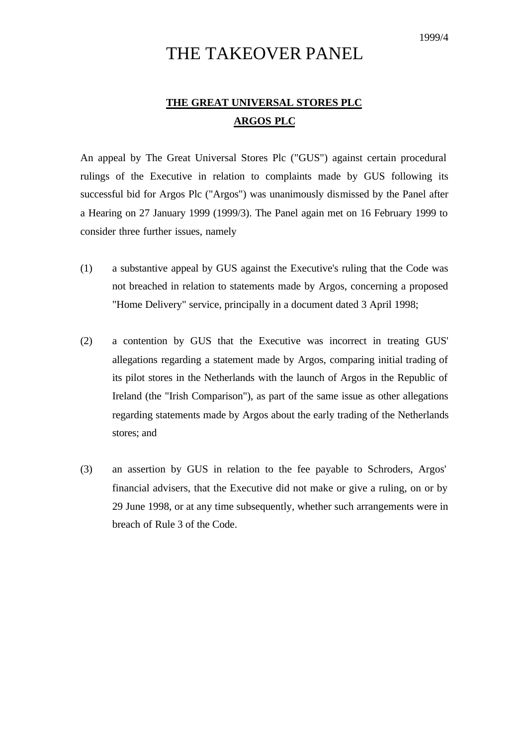1999/4

# THE TAKEOVER PANEL

## THE GREAT UNIVERSAL STORES PLC
## ARGOS PLC

An appeal by The Great Universal Stores Plc ("GUS") against certain procedural rulings of the Executive in relation to complaints made by GUS following its successful bid for Argos Plc ("Argos") was unanimously dismissed by the Panel after a Hearing on 27 January 1999 (1999/3). The Panel again met on 16 February 1999 to consider three further issues, namely

(1) a substantive appeal by GUS against the Executive's ruling that the Code was not breached in relation to statements made by Argos, concerning a proposed "Home Delivery" service, principally in a document dated 3 April 1998;

(2) a contention by GUS that the Executive was incorrect in treating GUS' allegations regarding a statement made by Argos, comparing initial trading of its pilot stores in the Netherlands with the launch of Argos in the Republic of Ireland (the "Irish Comparison"), as part of the same issue as other allegations regarding statements made by Argos about the early trading of the Netherlands stores; and

(3) an assertion by GUS in relation to the fee payable to Schroders, Argos' financial advisers, that the Executive did not make or give a ruling, on or by 29 June 1998, or at any time subsequently, whether such arrangements were in breach of Rule 3 of the Code.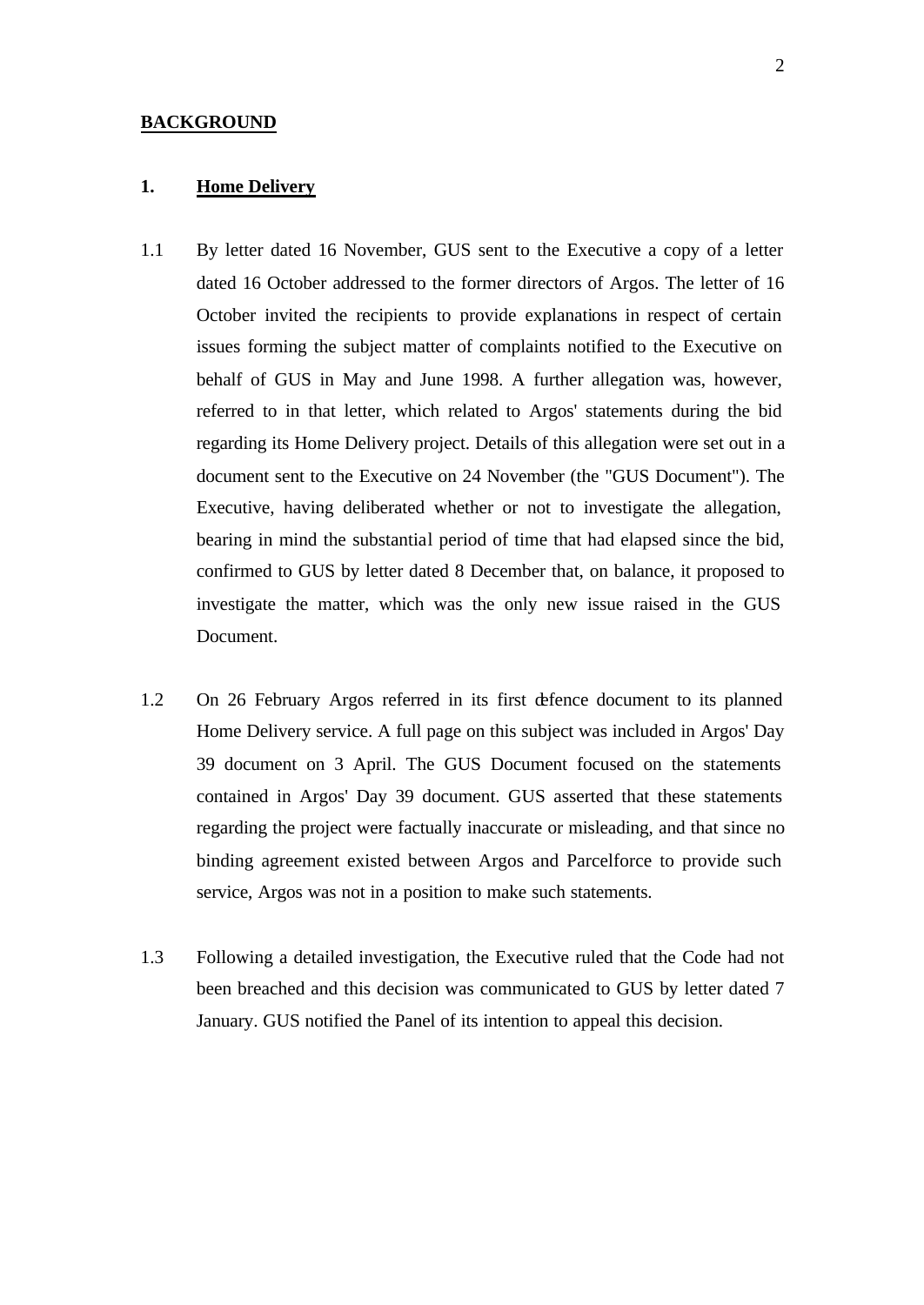## BACKGROUND

### 1. Home Delivery

1.1 By letter dated 16 November, GUS sent to the Executive a copy of a letter dated 16 October addressed to the former directors of Argos. The letter of 16 October invited the recipients to provide explanations in respect of certain issues forming the subject matter of complaints notified to the Executive on behalf of GUS in May and June 1998. A further allegation was, however, referred to in that letter, which related to Argos' statements during the bid regarding its Home Delivery project. Details of this allegation were set out in a document sent to the Executive on 24 November (the "GUS Document"). The Executive, having deliberated whether or not to investigate the allegation, bearing in mind the substantial period of time that had elapsed since the bid, confirmed to GUS by letter dated 8 December that, on balance, it proposed to investigate the matter, which was the only new issue raised in the GUS Document.

1.2 On 26 February Argos referred in its first defence document to its planned Home Delivery service. A full page on this subject was included in Argos' Day 39 document on 3 April. The GUS Document focused on the statements contained in Argos' Day 39 document. GUS asserted that these statements regarding the project were factually inaccurate or misleading, and that since no binding agreement existed between Argos and Parcelforce to provide such service, Argos was not in a position to make such statements.

1.3 Following a detailed investigation, the Executive ruled that the Code had not been breached and this decision was communicated to GUS by letter dated 7 January. GUS notified the Panel of its intention to appeal this decision.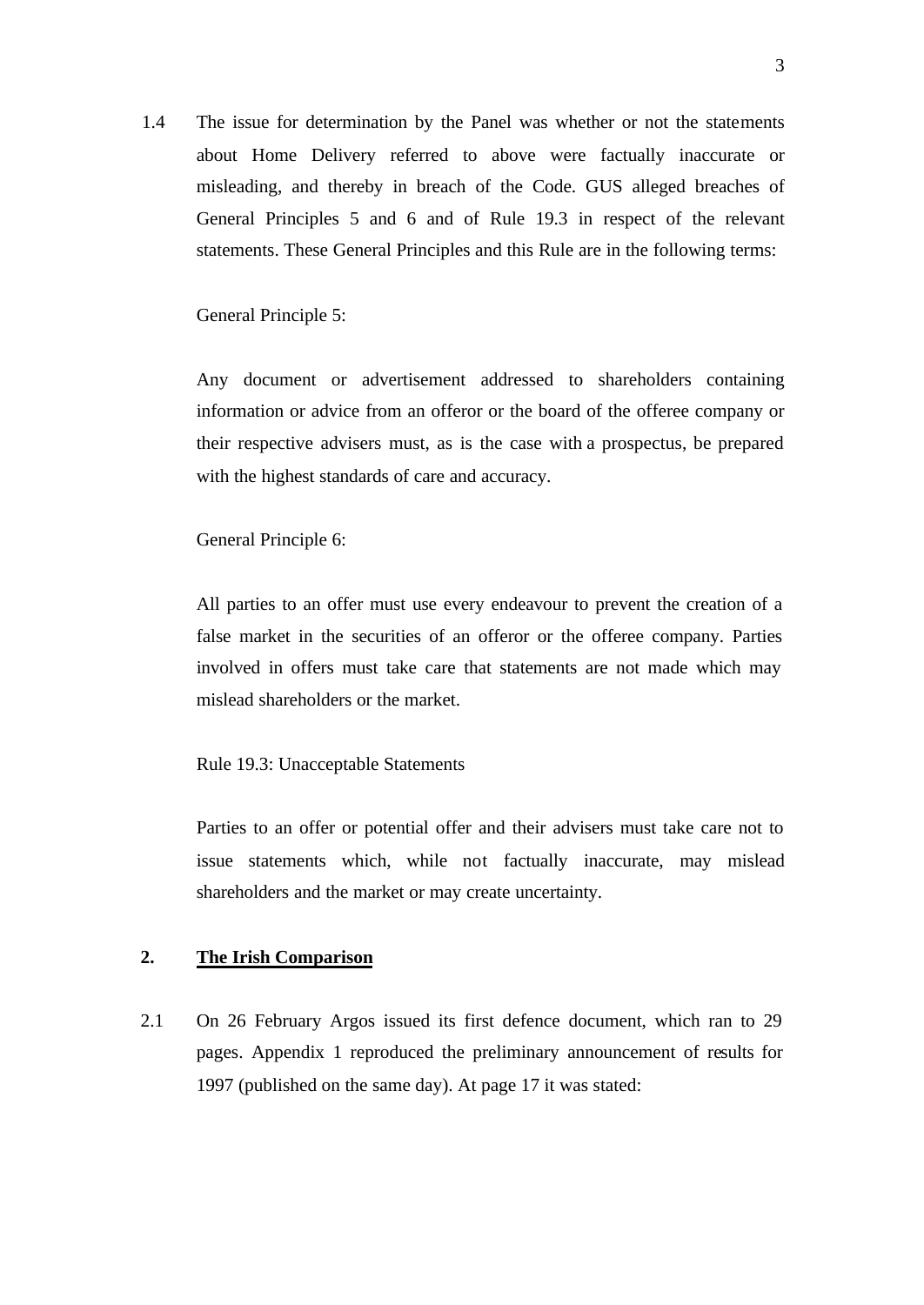1.4 The issue for determination by the Panel was whether or not the statements about Home Delivery referred to above were factually inaccurate or misleading, and thereby in breach of the Code. GUS alleged breaches of General Principles 5 and 6 and of Rule 19.3 in respect of the relevant statements. These General Principles and this Rule are in the following terms:

General Principle 5:

Any document or advertisement addressed to shareholders containing information or advice from an offeror or the board of the offeree company or their respective advisers must, as is the case with a prospectus, be prepared with the highest standards of care and accuracy.

General Principle 6:

All parties to an offer must use every endeavour to prevent the creation of a false market in the securities of an offeror or the offeree company. Parties involved in offers must take care that statements are not made which may mislead shareholders or the market.

Rule 19.3: Unacceptable Statements

Parties to an offer or potential offer and their advisers must take care not to issue statements which, while not factually inaccurate, may mislead shareholders and the market or may create uncertainty.

## 2. <u>The Irish Comparison</u>

2.1 On 26 February Argos issued its first defence document, which ran to 29 pages. Appendix 1 reproduced the preliminary announcement of results for 1997 (published on the same day). At page 17 it was stated: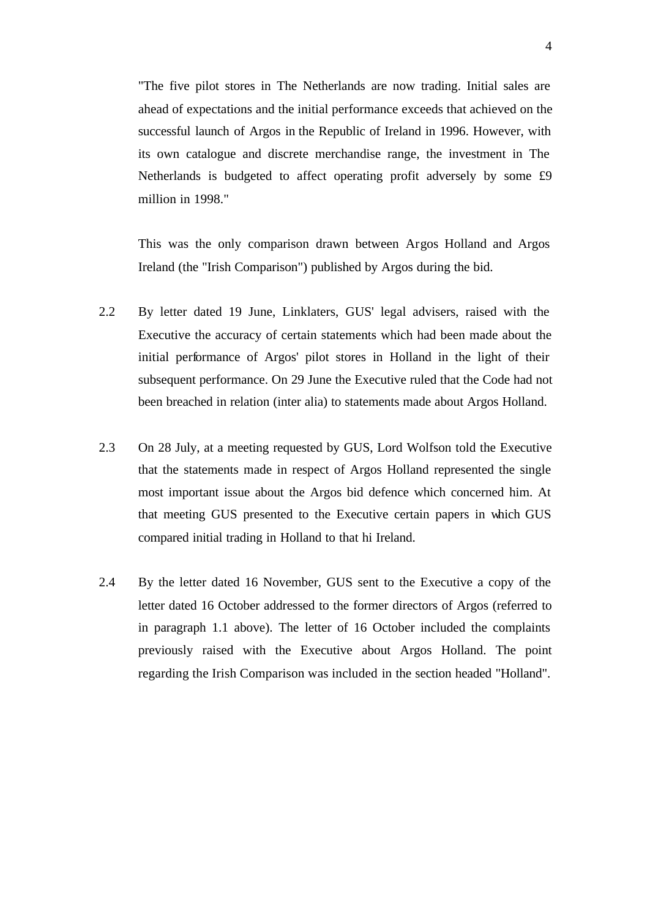"The five pilot stores in The Netherlands are now trading. Initial sales are ahead of expectations and the initial performance exceeds that achieved on the successful launch of Argos in the Republic of Ireland in 1996. However, with its own catalogue and discrete merchandise range, the investment in The Netherlands is budgeted to affect operating profit adversely by some £9 million in 1998."

This was the only comparison drawn between Argos Holland and Argos Ireland (the "Irish Comparison") published by Argos during the bid.

2.2 By letter dated 19 June, Linklaters, GUS' legal advisers, raised with the Executive the accuracy of certain statements which had been made about the initial performance of Argos' pilot stores in Holland in the light of their subsequent performance. On 29 June the Executive ruled that the Code had not been breached in relation (inter alia) to statements made about Argos Holland.

2.3 On 28 July, at a meeting requested by GUS, Lord Wolfson told the Executive that the statements made in respect of Argos Holland represented the single most important issue about the Argos bid defence which concerned him. At that meeting GUS presented to the Executive certain papers in which GUS compared initial trading in Holland to that hi Ireland.

2.4 By the letter dated 16 November, GUS sent to the Executive a copy of the letter dated 16 October addressed to the former directors of Argos (referred to in paragraph 1.1 above). The letter of 16 October included the complaints previously raised with the Executive about Argos Holland. The point regarding the Irish Comparison was included in the section headed "Holland".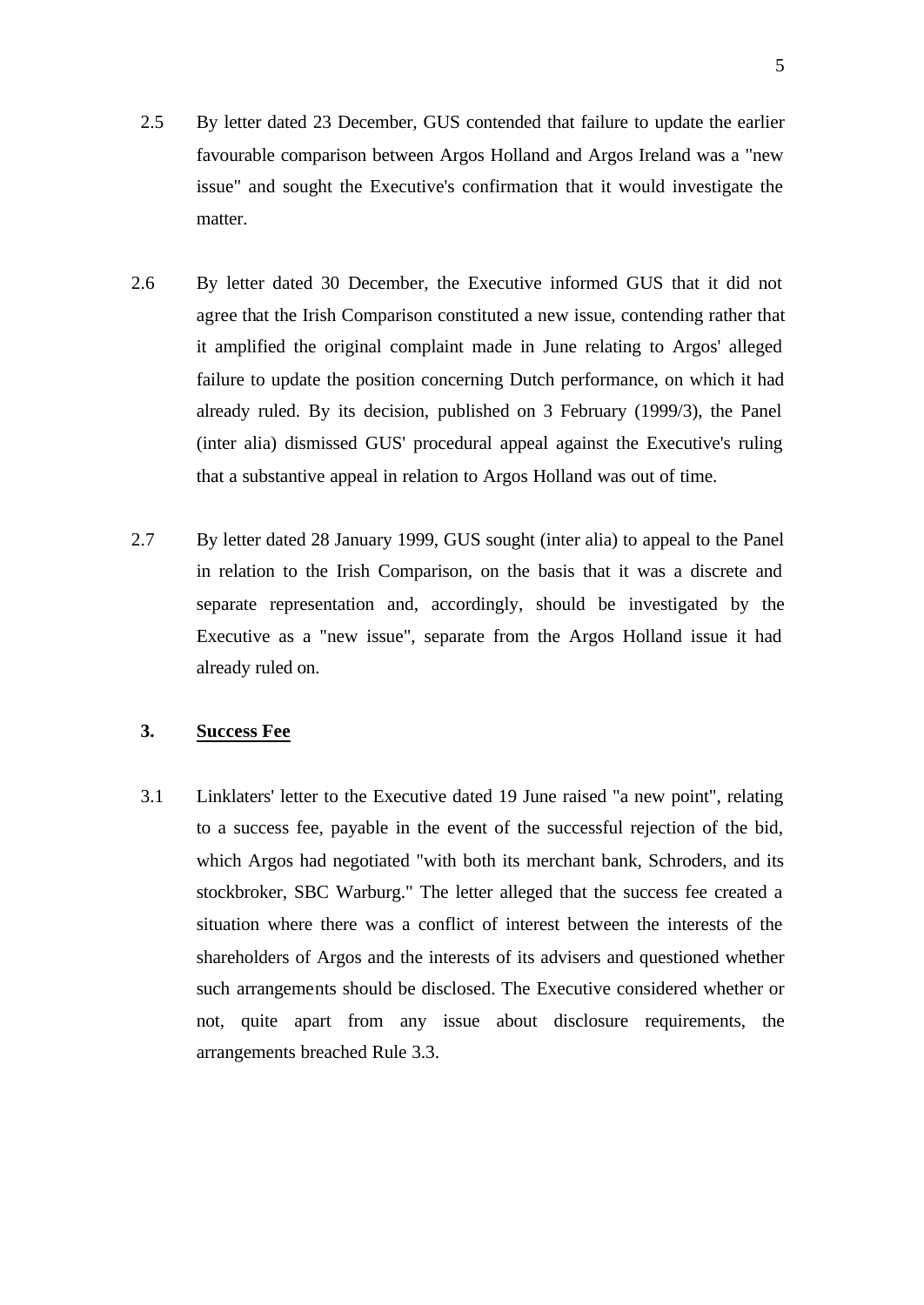2.5 By letter dated 23 December, GUS contended that failure to update the earlier favourable comparison between Argos Holland and Argos Ireland was a "new issue" and sought the Executive's confirmation that it would investigate the matter.

2.6 By letter dated 30 December, the Executive informed GUS that it did not agree that the Irish Comparison constituted a new issue, contending rather that it amplified the original complaint made in June relating to Argos' alleged failure to update the position concerning Dutch performance, on which it had already ruled. By its decision, published on 3 February (1999/3), the Panel (inter alia) dismissed GUS' procedural appeal against the Executive's ruling that a substantive appeal in relation to Argos Holland was out of time.

2.7 By letter dated 28 January 1999, GUS sought (inter alia) to appeal to the Panel in relation to the Irish Comparison, on the basis that it was a discrete and separate representation and, accordingly, should be investigated by the Executive as a "new issue", separate from the Argos Holland issue it had already ruled on.

## 3. Success Fee

3.1 Linklaters' letter to the Executive dated 19 June raised "a new point", relating to a success fee, payable in the event of the successful rejection of the bid, which Argos had negotiated "with both its merchant bank, Schroders, and its stockbroker, SBC Warburg." The letter alleged that the success fee created a situation where there was a conflict of interest between the interests of the shareholders of Argos and the interests of its advisers and questioned whether such arrangements should be disclosed. The Executive considered whether or not, quite apart from any issue about disclosure requirements, the arrangements breached Rule 3.3.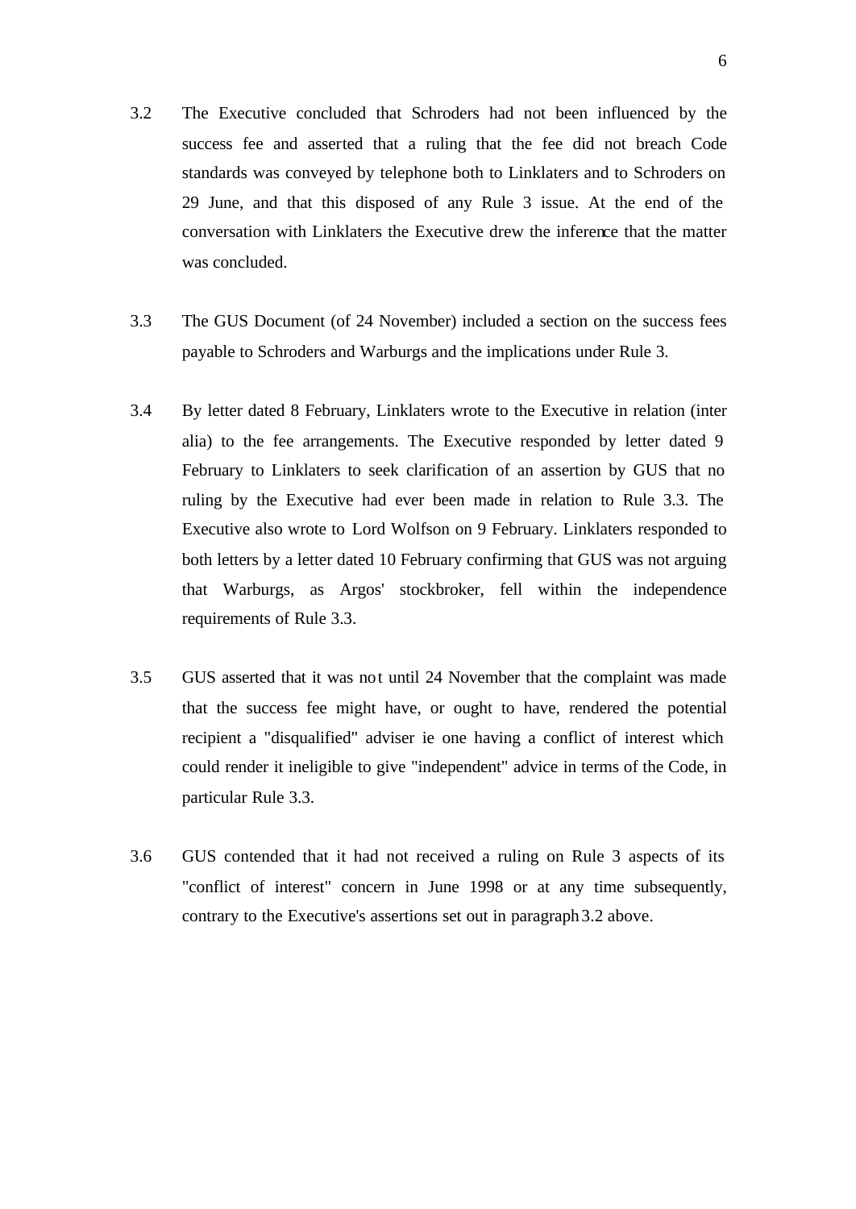3.2 The Executive concluded that Schroders had not been influenced by the success fee and asserted that a ruling that the fee did not breach Code standards was conveyed by telephone both to Linklaters and to Schroders on 29 June, and that this disposed of any Rule 3 issue. At the end of the conversation with Linklaters the Executive drew the inference that the matter was concluded.

3.3 The GUS Document (of 24 November) included a section on the success fees payable to Schroders and Warburgs and the implications under Rule 3.

3.4 By letter dated 8 February, Linklaters wrote to the Executive in relation (inter alia) to the fee arrangements. The Executive responded by letter dated 9 February to Linklaters to seek clarification of an assertion by GUS that no ruling by the Executive had ever been made in relation to Rule 3.3. The Executive also wrote to Lord Wolfson on 9 February. Linklaters responded to both letters by a letter dated 10 February confirming that GUS was not arguing that Warburgs, as Argos' stockbroker, fell within the independence requirements of Rule 3.3.

3.5 GUS asserted that it was not until 24 November that the complaint was made that the success fee might have, or ought to have, rendered the potential recipient a "disqualified" adviser ie one having a conflict of interest which could render it ineligible to give "independent" advice in terms of the Code, in particular Rule 3.3.

3.6 GUS contended that it had not received a ruling on Rule 3 aspects of its "conflict of interest" concern in June 1998 or at any time subsequently, contrary to the Executive's assertions set out in paragraph 3.2 above.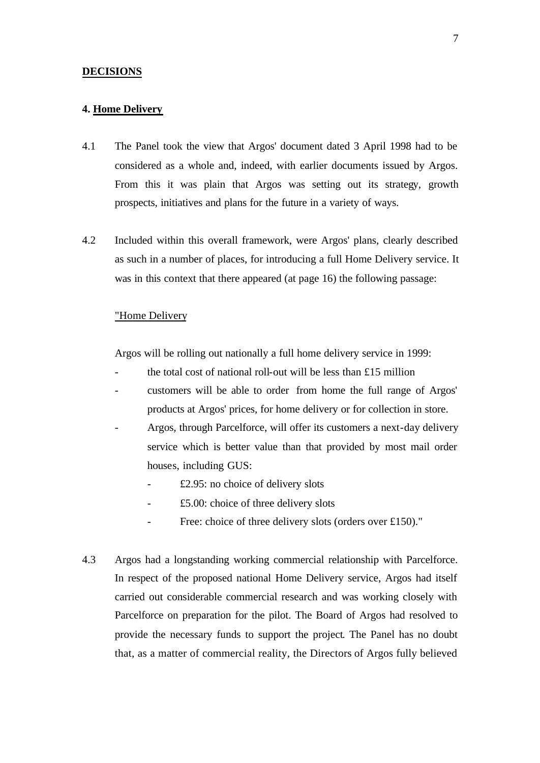## **DECISIONS**

### 4. Home Delivery

4.1 The Panel took the view that Argos' document dated 3 April 1998 had to be considered as a whole and, indeed, with earlier documents issued by Argos. From this it was plain that Argos was setting out its strategy, growth prospects, initiatives and plans for the future in a variety of ways.

4.2 Included within this overall framework, were Argos' plans, clearly described as such in a number of places, for introducing a full Home Delivery service. It was in this context that there appeared (at page 16) the following passage:

> "Home Delivery
>
> Argos will be rolling out nationally a full home delivery service in 1999:
>
> - the total cost of national roll-out will be less than £15 million
> - customers will be able to order from home the full range of Argos' products at Argos' prices, for home delivery or for collection in store.
> - Argos, through Parcelforce, will offer its customers a next-day delivery service which is better value than that provided by most mail order houses, including GUS:
>     - £2.95: no choice of delivery slots
>     - £5.00: choice of three delivery slots
>     - Free: choice of three delivery slots (orders over £150)."

4.3 Argos had a longstanding working commercial relationship with Parcelforce. In respect of the proposed national Home Delivery service, Argos had itself carried out considerable commercial research and was working closely with Parcelforce on preparation for the pilot. The Board of Argos had resolved to provide the necessary funds to support the project. The Panel has no doubt that, as a matter of commercial reality, the Directors of Argos fully believed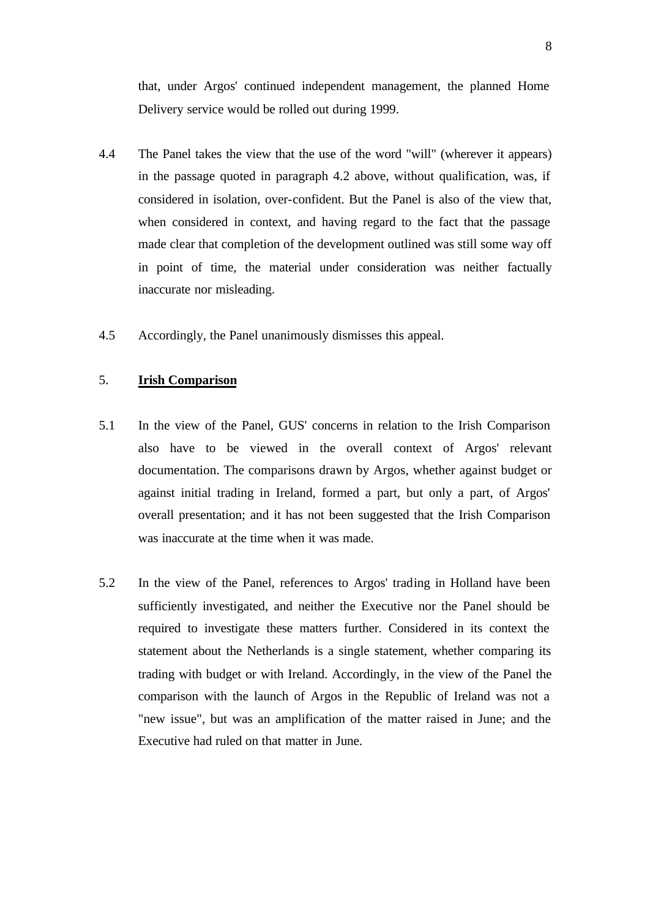that, under Argos' continued independent management, the planned Home Delivery service would be rolled out during 1999.

4.4 The Panel takes the view that the use of the word "will" (wherever it appears) in the passage quoted in paragraph 4.2 above, without qualification, was, if considered in isolation, over-confident. But the Panel is also of the view that, when considered in context, and having regard to the fact that the passage made clear that completion of the development outlined was still some way off in point of time, the material under consideration was neither factually inaccurate nor misleading.

4.5 Accordingly, the Panel unanimously dismisses this appeal.

## 5. Irish Comparison

5.1 In the view of the Panel, GUS' concerns in relation to the Irish Comparison also have to be viewed in the overall context of Argos' relevant documentation. The comparisons drawn by Argos, whether against budget or against initial trading in Ireland, formed a part, but only a part, of Argos' overall presentation; and it has not been suggested that the Irish Comparison was inaccurate at the time when it was made.

5.2 In the view of the Panel, references to Argos' trading in Holland have been sufficiently investigated, and neither the Executive nor the Panel should be required to investigate these matters further. Considered in its context the statement about the Netherlands is a single statement, whether comparing its trading with budget or with Ireland. Accordingly, in the view of the Panel the comparison with the launch of Argos in the Republic of Ireland was not a "new issue", but was an amplification of the matter raised in June; and the Executive had ruled on that matter in June.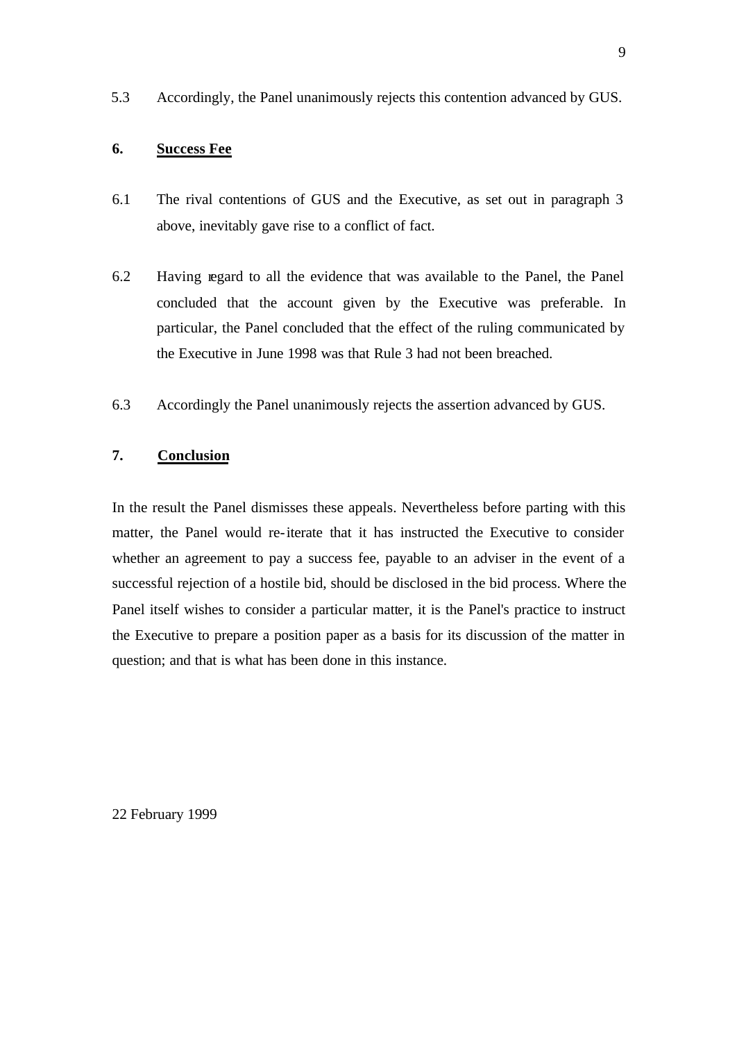5.3 Accordingly, the Panel unanimously rejects this contention advanced by GUS.

## 6. Success Fee

6.1 The rival contentions of GUS and the Executive, as set out in paragraph 3 above, inevitably gave rise to a conflict of fact.

6.2 Having regard to all the evidence that was available to the Panel, the Panel concluded that the account given by the Executive was preferable. In particular, the Panel concluded that the effect of the ruling communicated by the Executive in June 1998 was that Rule 3 had not been breached.

6.3 Accordingly the Panel unanimously rejects the assertion advanced by GUS.

## 7. Conclusion

In the result the Panel dismisses these appeals. Nevertheless before parting with this matter, the Panel would re-iterate that it has instructed the Executive to consider whether an agreement to pay a success fee, payable to an adviser in the event of a successful rejection of a hostile bid, should be disclosed in the bid process. Where the Panel itself wishes to consider a particular matter, it is the Panel's practice to instruct the Executive to prepare a position paper as a basis for its discussion of the matter in question; and that is what has been done in this instance.

22 February 1999